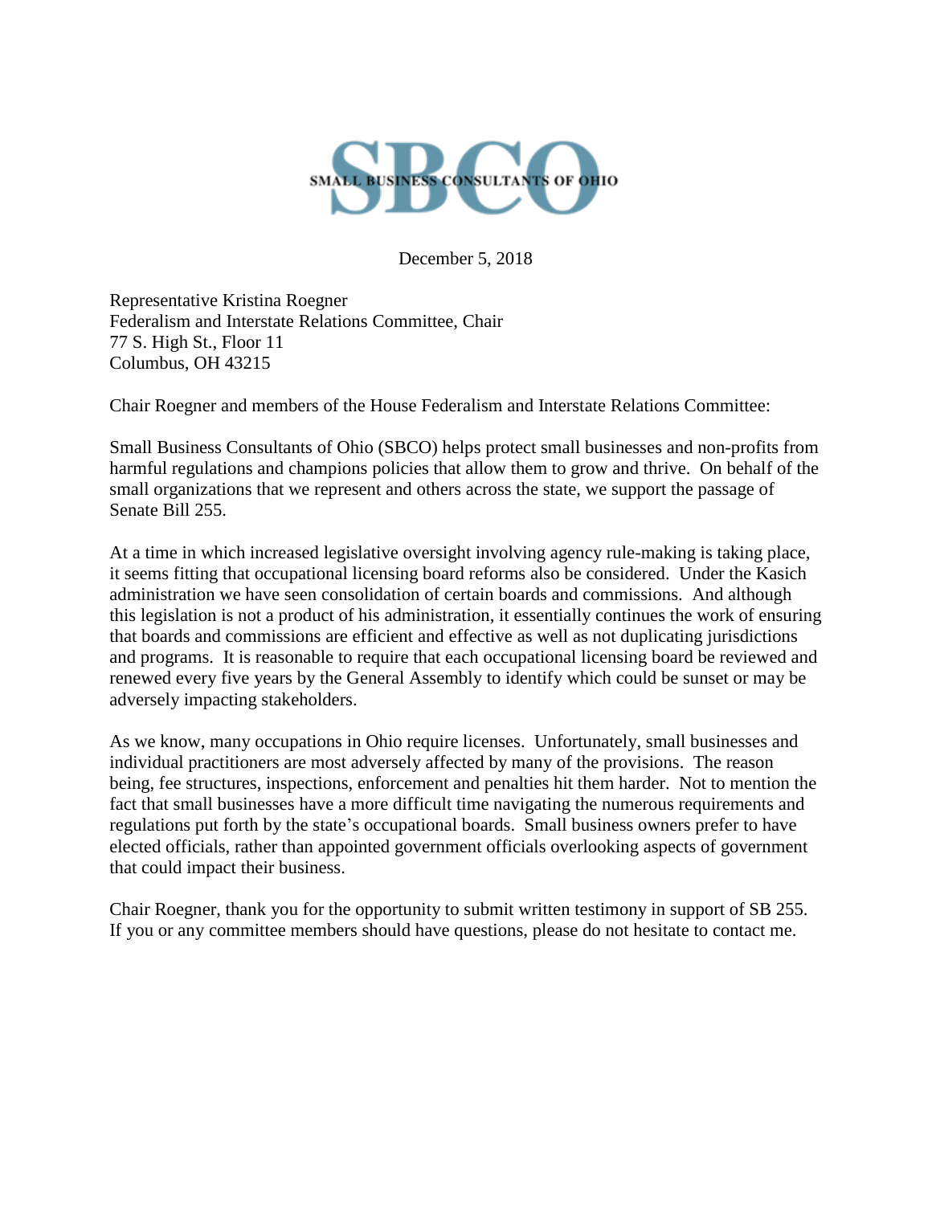SBCO
SMALL BUSINESS CONSULTANTS OF OHIO

December 5, 2018

Representative Kristina Roegner
Federalism and Interstate Relations Committee, Chair
77 S. High St., Floor 11
Columbus, OH 43215

Chair Roegner and members of the House Federalism and Interstate Relations Committee:

Small Business Consultants of Ohio (SBCO) helps protect small businesses and non-profits from harmful regulations and champions policies that allow them to grow and thrive. On behalf of the small organizations that we represent and others across the state, we support the passage of Senate Bill 255.

At a time in which increased legislative oversight involving agency rule-making is taking place, it seems fitting that occupational licensing board reforms also be considered. Under the Kasich administration we have seen consolidation of certain boards and commissions. And although this legislation is not a product of his administration, it essentially continues the work of ensuring that boards and commissions are efficient and effective as well as not duplicating jurisdictions and programs. It is reasonable to require that each occupational licensing board be reviewed and renewed every five years by the General Assembly to identify which could be sunset or may be adversely impacting stakeholders.

As we know, many occupations in Ohio require licenses. Unfortunately, small businesses and individual practitioners are most adversely affected by many of the provisions. The reason being, fee structures, inspections, enforcement and penalties hit them harder. Not to mention the fact that small businesses have a more difficult time navigating the numerous requirements and regulations put forth by the state's occupational boards. Small business owners prefer to have elected officials, rather than appointed government officials overlooking aspects of government that could impact their business.

Chair Roegner, thank you for the opportunity to submit written testimony in support of SB 255. If you or any committee members should have questions, please do not hesitate to contact me.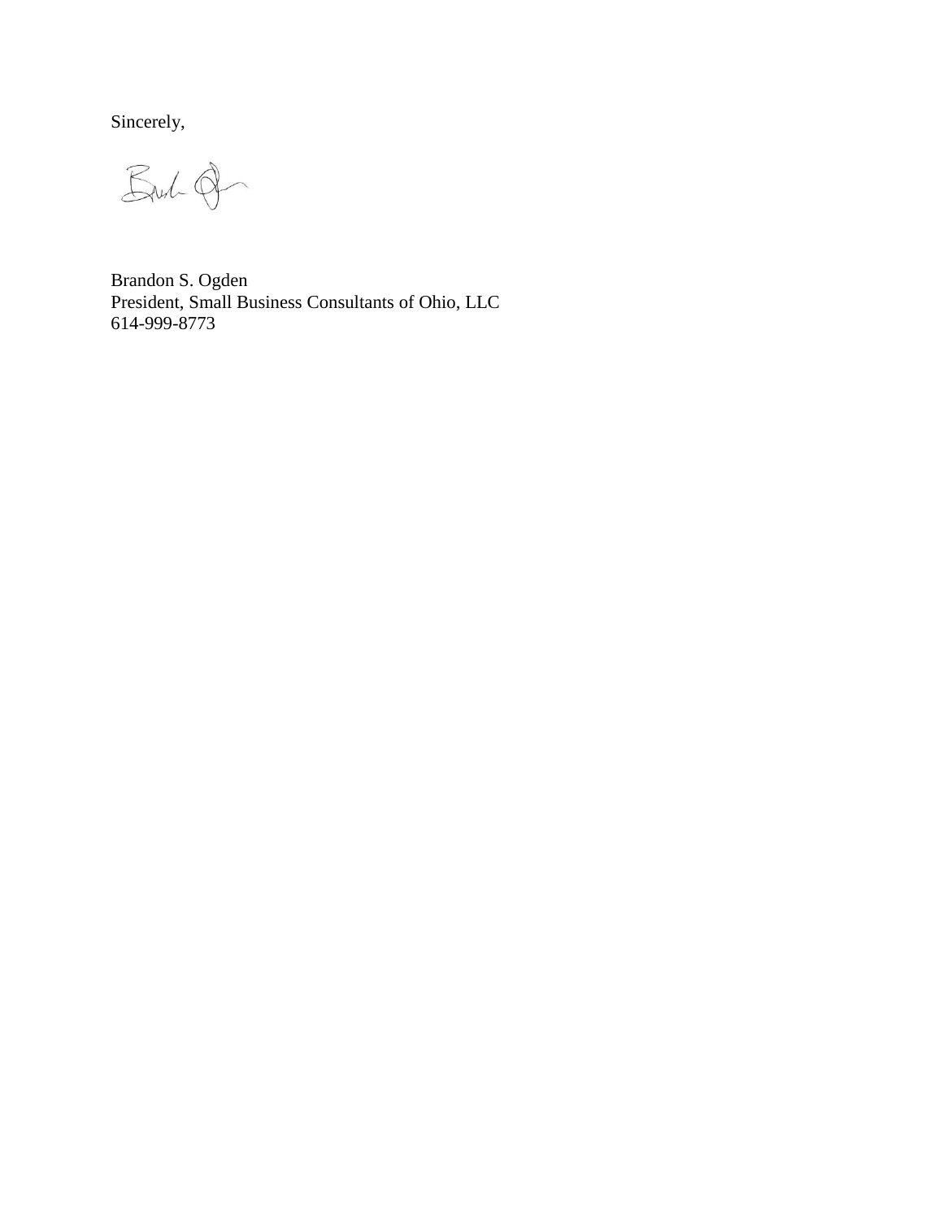Sincerely,

Brandon S. Ogden
President, Small Business Consultants of Ohio, LLC
614-999-8773